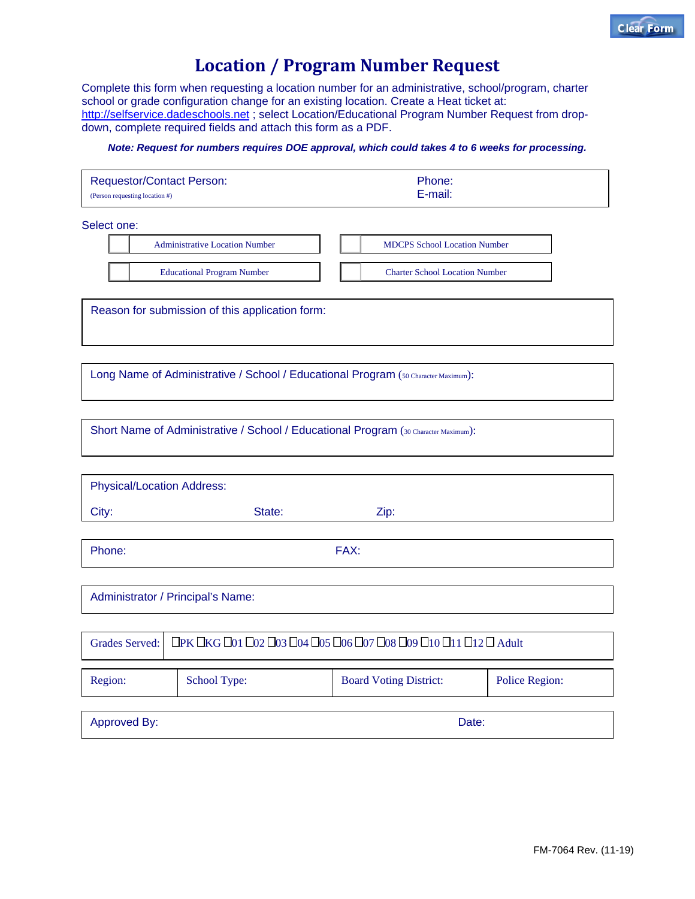# Location / Program Number Request

Complete this form when requesting a location number for an administrative, school/program, charter school or grade configuration change for an existing location. Create a Heat ticket at: http://selfservice.dadeschools.net ; select Location/Educational Program Number Request from drop-down, complete required fields and attach this form as a PDF.

***Note: Request for numbers requires DOE approval, which could takes 4 to 6 weeks for processing.***

| Requestor/Contact Person: (Person requesting location #) | Phone: E-mail: |
|---|---|

Select one:

| | | | |
|---|---|---|---|
| ☐ | Administrative Location Number | ☐ | MDCPS School Location Number |
| ☐ | Educational Program Number | ☐ | Charter School Location Number |

Reason for submission of this application form:

Long Name of Administrative / School / Educational Program (50 Character Maximum):

Short Name of Administrative / School / Educational Program (30 Character Maximum):

Physical/Location Address:

City: State: Zip:

Phone: FAX:

Administrator / Principal's Name:

| Grades Served: | ☐PK ☐KG ☐01 ☐02 ☐03 ☐04 ☐05 ☐06 ☐07 ☐08 ☐09 ☐10 ☐11 ☐12 ☐ Adult |
|---|---|

| Region: | School Type: | Board Voting District: | Police Region: |
|---|---|---|---|

Approved By: Date:

FM-7064 Rev. (11-19)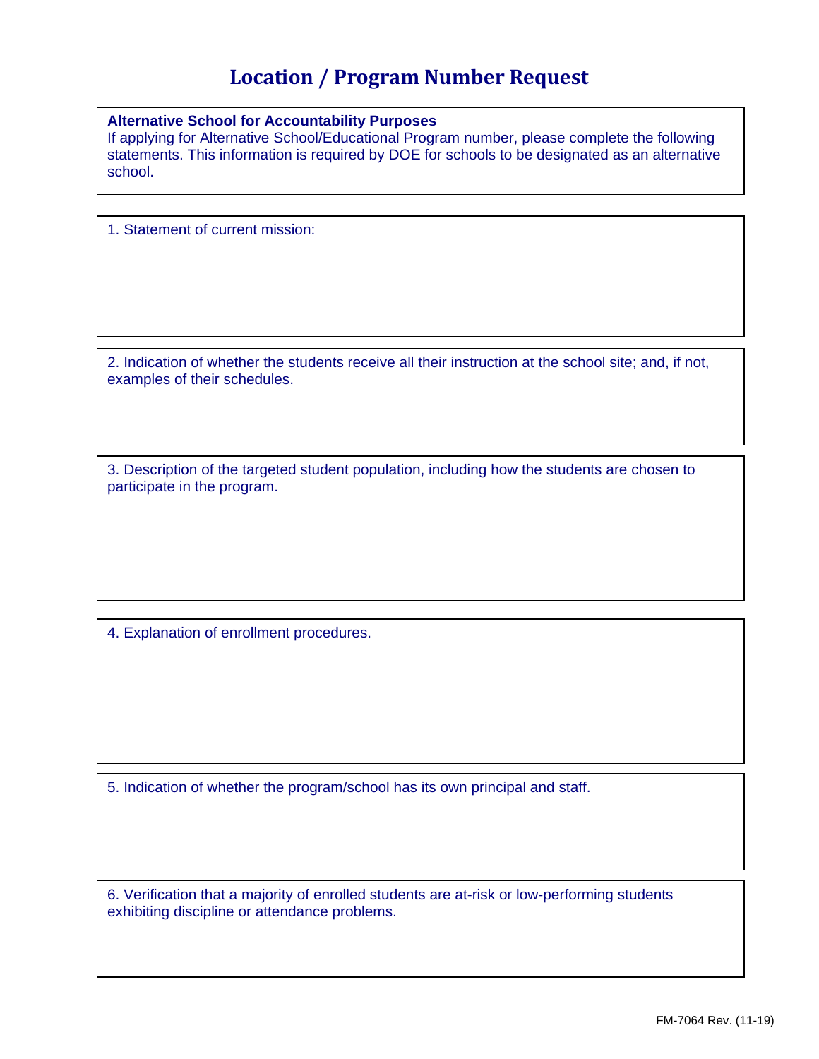# Location / Program Number Request

**Alternative School for Accountability Purposes**
If applying for Alternative School/Educational Program number, please complete the following statements. This information is required by DOE for schools to be designated as an alternative school.

1. Statement of current mission:

2. Indication of whether the students receive all their instruction at the school site; and, if not, examples of their schedules.

3. Description of the targeted student population, including how the students are chosen to participate in the program.

4. Explanation of enrollment procedures.

5. Indication of whether the program/school has its own principal and staff.

6. Verification that a majority of enrolled students are at-risk or low-performing students exhibiting discipline or attendance problems.

FM-7064 Rev. (11-19)